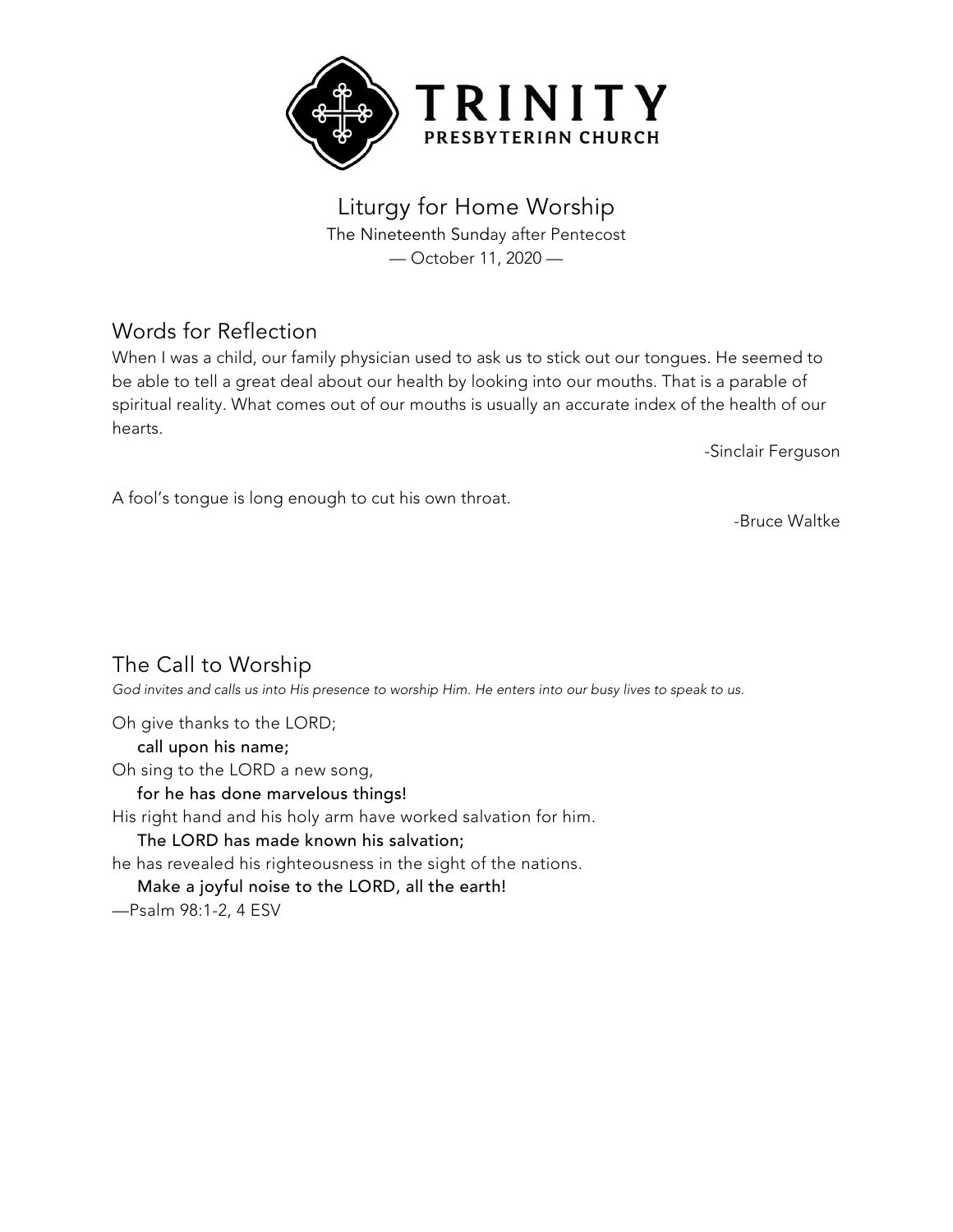# TRINITY
PRESBYTERIAN CHURCH

## Liturgy for Home Worship

The Nineteenth Sunday after Pentecost
— October 11, 2020 —

## Words for Reflection

When I was a child, our family physician used to ask us to stick out our tongues. He seemed to be able to tell a great deal about our health by looking into our mouths. That is a parable of spiritual reality. What comes out of our mouths is usually an accurate index of the health of our hearts.

-Sinclair Ferguson

A fool's tongue is long enough to cut his own throat.

-Bruce Waltke

## The Call to Worship

*God invites and calls us into His presence to worship Him. He enters into our busy lives to speak to us.*

Oh give thanks to the LORD;
**call upon his name;**
Oh sing to the LORD a new song,
**for he has done marvelous things!**
His right hand and his holy arm have worked salvation for him.
**The LORD has made known his salvation;**
he has revealed his righteousness in the sight of the nations.
**Make a joyful noise to the LORD, all the earth!**
—Psalm 98:1-2, 4 ESV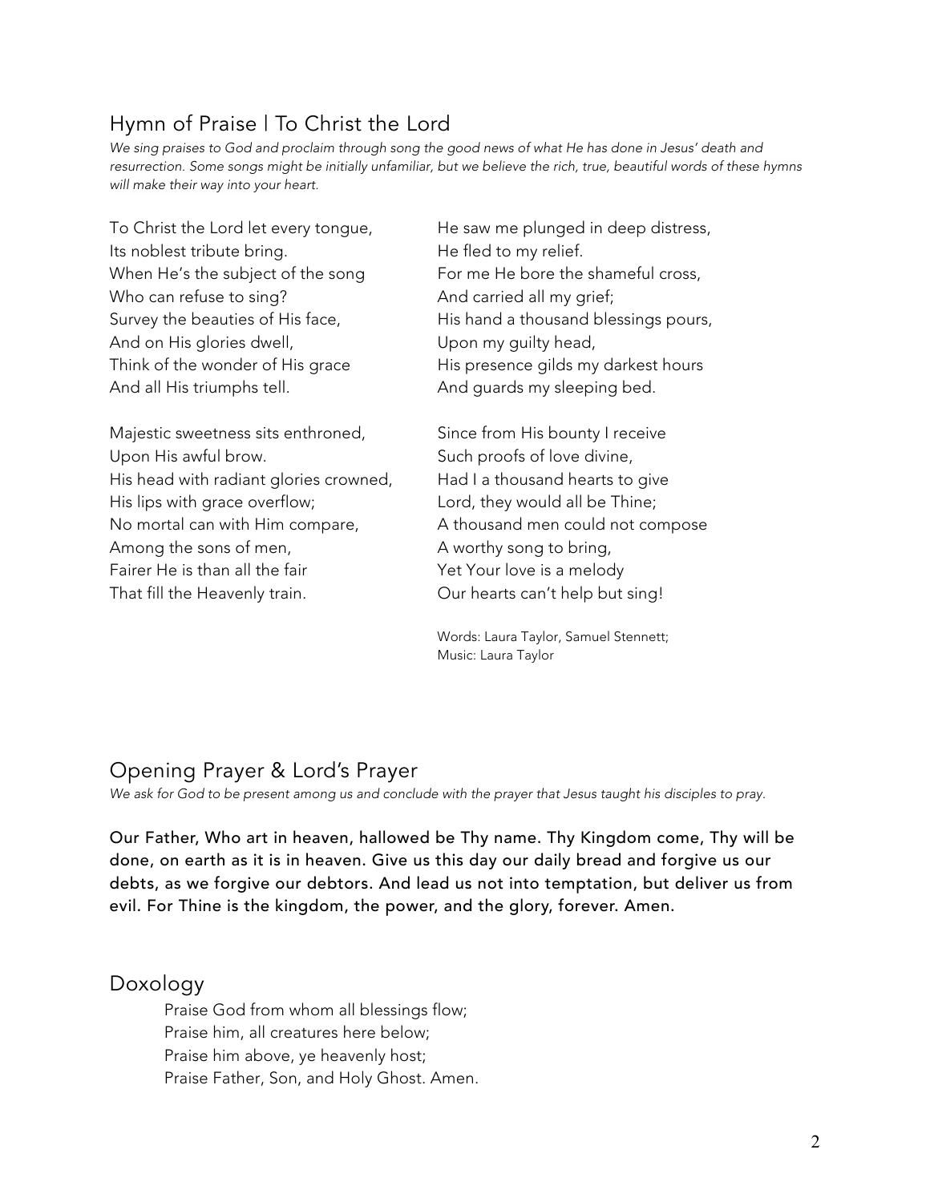## Hymn of Praise | To Christ the Lord

*We sing praises to God and proclaim through song the good news of what He has done in Jesus' death and resurrection. Some songs might be initially unfamiliar, but we believe the rich, true, beautiful words of these hymns will make their way into your heart.*

To Christ the Lord let every tongue,
Its noblest tribute bring.
When He's the subject of the song
Who can refuse to sing?
Survey the beauties of His face,
And on His glories dwell,
Think of the wonder of His grace
And all His triumphs tell.

Majestic sweetness sits enthroned,
Upon His awful brow.
His head with radiant glories crowned,
His lips with grace overflow;
No mortal can with Him compare,
Among the sons of men,
Fairer He is than all the fair
That fill the Heavenly train.

He saw me plunged in deep distress,
He fled to my relief.
For me He bore the shameful cross,
And carried all my grief;
His hand a thousand blessings pours,
Upon my guilty head,
His presence gilds my darkest hours
And guards my sleeping bed.

Since from His bounty I receive
Such proofs of love divine,
Had I a thousand hearts to give
Lord, they would all be Thine;
A thousand men could not compose
A worthy song to bring,
Yet Your love is a melody
Our hearts can't help but sing!

Words: Laura Taylor, Samuel Stennett;
Music: Laura Taylor

## Opening Prayer & Lord's Prayer

*We ask for God to be present among us and conclude with the prayer that Jesus taught his disciples to pray.*

**Our Father, Who art in heaven, hallowed be Thy name. Thy Kingdom come, Thy will be done, on earth as it is in heaven. Give us this day our daily bread and forgive us our debts, as we forgive our debtors. And lead us not into temptation, but deliver us from evil. For Thine is the kingdom, the power, and the glory, forever. Amen.**

## Doxology

Praise God from whom all blessings flow;
Praise him, all creatures here below;
Praise him above, ye heavenly host;
Praise Father, Son, and Holy Ghost. Amen.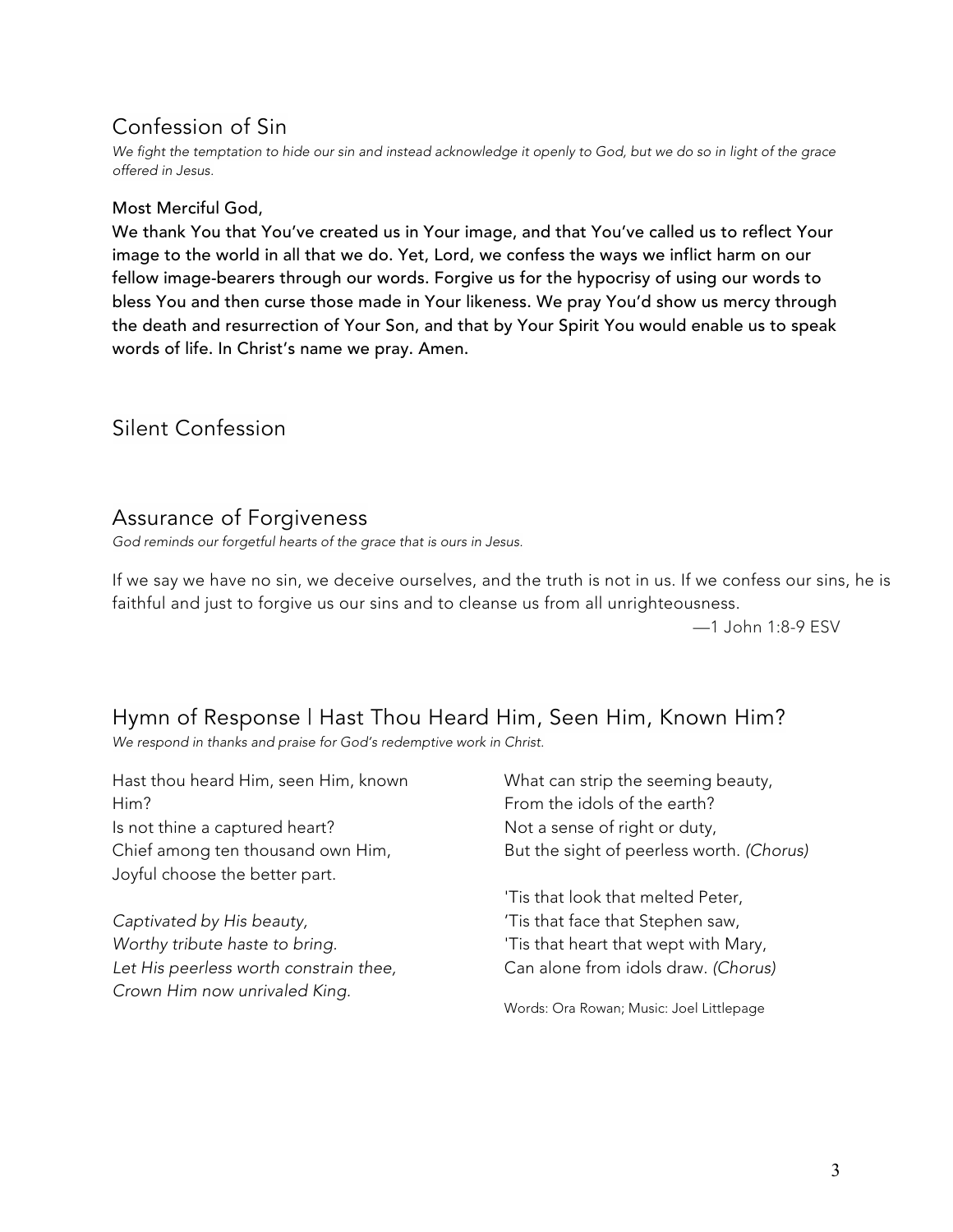## Confession of Sin

*We fight the temptation to hide our sin and instead acknowledge it openly to God, but we do so in light of the grace offered in Jesus.*

**Most Merciful God,**
**We thank You that You've created us in Your image, and that You've called us to reflect Your image to the world in all that we do. Yet, Lord, we confess the ways we inflict harm on our fellow image-bearers through our words. Forgive us for the hypocrisy of using our words to bless You and then curse those made in Your likeness. We pray You'd show us mercy through the death and resurrection of Your Son, and that by Your Spirit You would enable us to speak words of life. In Christ's name we pray. Amen.**

## Silent Confession

## Assurance of Forgiveness

*God reminds our forgetful hearts of the grace that is ours in Jesus.*

If we say we have no sin, we deceive ourselves, and the truth is not in us. If we confess our sins, he is faithful and just to forgive us our sins and to cleanse us from all unrighteousness.

—1 John 1:8-9 ESV

## Hymn of Response | Hast Thou Heard Him, Seen Him, Known Him?

*We respond in thanks and praise for God's redemptive work in Christ.*

Hast thou heard Him, seen Him, known Him?
Is not thine a captured heart?
Chief among ten thousand own Him,
Joyful choose the better part.

*Captivated by His beauty,*
*Worthy tribute haste to bring.*
*Let His peerless worth constrain thee,*
*Crown Him now unrivaled King.*

What can strip the seeming beauty,
From the idols of the earth?
Not a sense of right or duty,
But the sight of peerless worth. *(Chorus)*

'Tis that look that melted Peter,
'Tis that face that Stephen saw,
'Tis that heart that wept with Mary,
Can alone from idols draw. *(Chorus)*

Words: Ora Rowan; Music: Joel Littlepage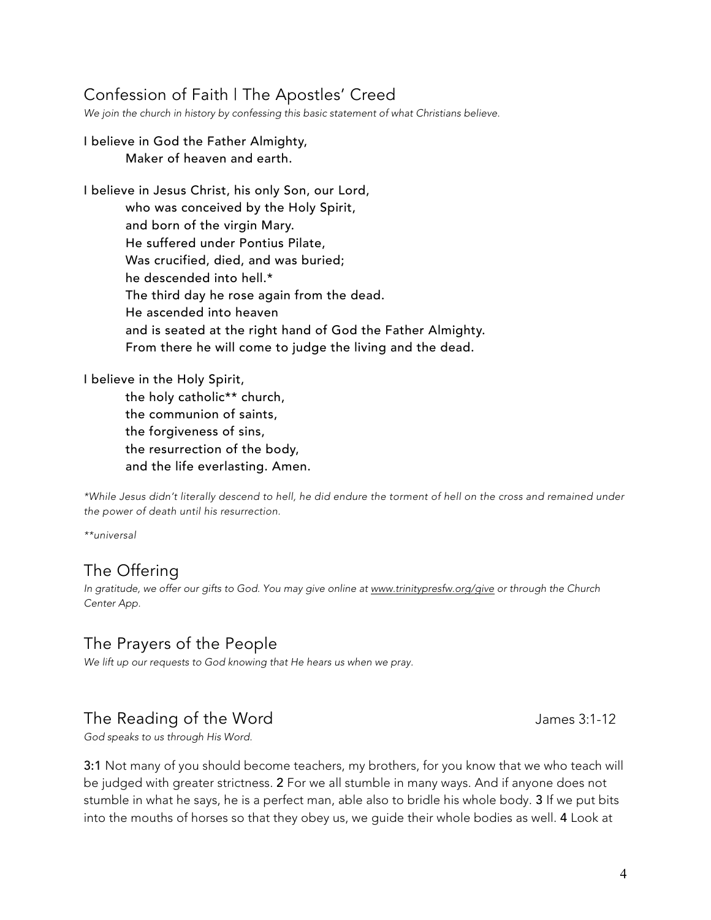## Confession of Faith | The Apostles' Creed

*We join the church in history by confessing this basic statement of what Christians believe.*

I believe in God the Father Almighty,
Maker of heaven and earth.

I believe in Jesus Christ, his only Son, our Lord,
who was conceived by the Holy Spirit,
and born of the virgin Mary.
He suffered under Pontius Pilate,
Was crucified, died, and was buried;
he descended into hell.*
The third day he rose again from the dead.
He ascended into heaven
and is seated at the right hand of God the Father Almighty.
From there he will come to judge the living and the dead.

I believe in the Holy Spirit,
the holy catholic** church,
the communion of saints,
the forgiveness of sins,
the resurrection of the body,
and the life everlasting. Amen.

*\*While Jesus didn't literally descend to hell, he did endure the torment of hell on the cross and remained under the power of death until his resurrection.*

*\*\*universal*

## The Offering

*In gratitude, we offer our gifts to God. You may give online at www.trinitypresfw.org/give or through the Church Center App.*

## The Prayers of the People

*We lift up our requests to God knowing that He hears us when we pray.*

## The Reading of the Word — James 3:1-12

*God speaks to us through His Word.*

**3:1** Not many of you should become teachers, my brothers, for you know that we who teach will be judged with greater strictness. **2** For we all stumble in many ways. And if anyone does not stumble in what he says, he is a perfect man, able also to bridle his whole body. **3** If we put bits into the mouths of horses so that they obey us, we guide their whole bodies as well. **4** Look at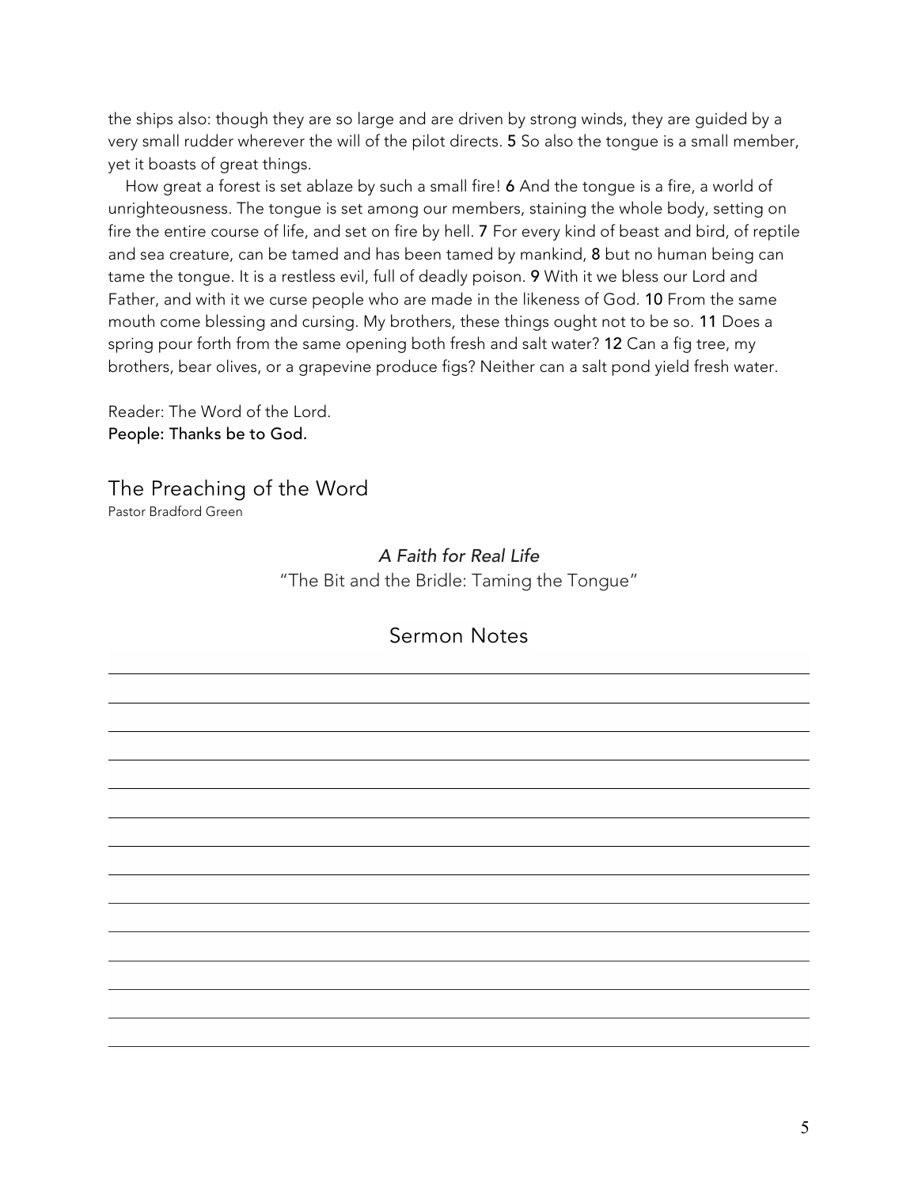the ships also: though they are so large and are driven by strong winds, they are guided by a very small rudder wherever the will of the pilot directs. **5** So also the tongue is a small member, yet it boasts of great things.

How great a forest is set ablaze by such a small fire! **6** And the tongue is a fire, a world of unrighteousness. The tongue is set among our members, staining the whole body, setting on fire the entire course of life, and set on fire by hell. **7** For every kind of beast and bird, of reptile and sea creature, can be tamed and has been tamed by mankind, **8** but no human being can tame the tongue. It is a restless evil, full of deadly poison. **9** With it we bless our Lord and Father, and with it we curse people who are made in the likeness of God. **10** From the same mouth come blessing and cursing. My brothers, these things ought not to be so. **11** Does a spring pour forth from the same opening both fresh and salt water? **12** Can a fig tree, my brothers, bear olives, or a grapevine produce figs? Neither can a salt pond yield fresh water.

Reader: The Word of the Lord.
**People: Thanks be to God.**

## The Preaching of the Word

Pastor Bradford Green

*A Faith for Real Life*
"The Bit and the Bridle: Taming the Tongue"

### Sermon Notes

___

___

___

___

___

___

___

___

___

___

___

___

___

___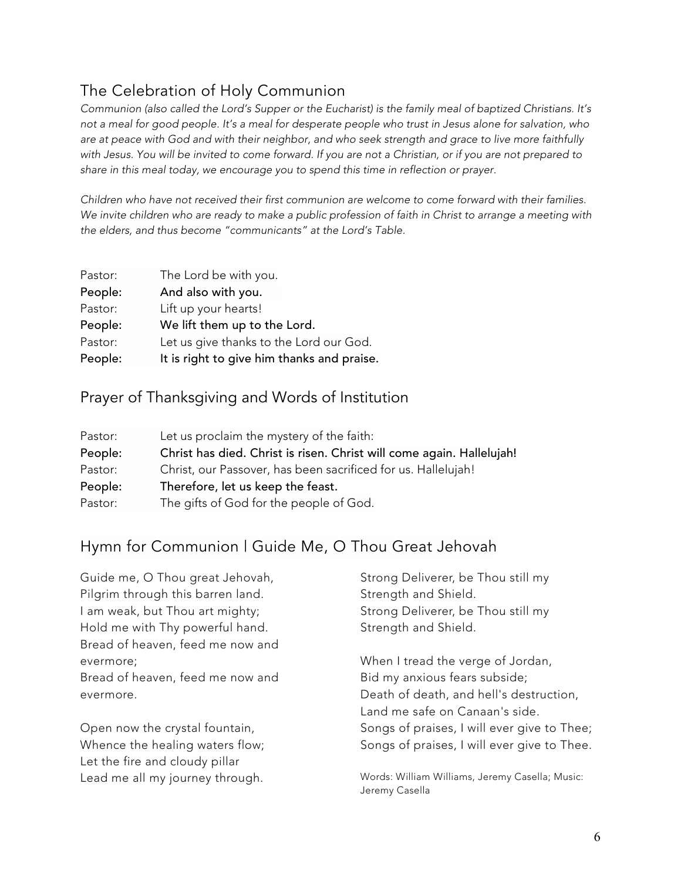## The Celebration of Holy Communion

*Communion (also called the Lord's Supper or the Eucharist) is the family meal of baptized Christians. It's not a meal for good people. It's a meal for desperate people who trust in Jesus alone for salvation, who are at peace with God and with their neighbor, and who seek strength and grace to live more faithfully with Jesus. You will be invited to come forward. If you are not a Christian, or if you are not prepared to share in this meal today, we encourage you to spend this time in reflection or prayer.*

*Children who have not received their first communion are welcome to come forward with their families. We invite children who are ready to make a public profession of faith in Christ to arrange a meeting with the elders, and thus become "communicants" at the Lord's Table.*

Pastor: The Lord be with you.
**People: And also with you.**
Pastor: Lift up your hearts!
**People: We lift them up to the Lord.**
Pastor: Let us give thanks to the Lord our God.
**People: It is right to give him thanks and praise.**

## Prayer of Thanksgiving and Words of Institution

Pastor: Let us proclaim the mystery of the faith:
**People: Christ has died. Christ is risen. Christ will come again. Hallelujah!**
Pastor: Christ, our Passover, has been sacrificed for us. Hallelujah!
**People: Therefore, let us keep the feast.**
Pastor: The gifts of God for the people of God.

## Hymn for Communion | Guide Me, O Thou Great Jehovah

Guide me, O Thou great Jehovah,
Pilgrim through this barren land.
I am weak, but Thou art mighty;
Hold me with Thy powerful hand.
Bread of heaven, feed me now and evermore;
Bread of heaven, feed me now and evermore.

Open now the crystal fountain,
Whence the healing waters flow;
Let the fire and cloudy pillar
Lead me all my journey through.
Strong Deliverer, be Thou still my Strength and Shield.
Strong Deliverer, be Thou still my Strength and Shield.

When I tread the verge of Jordan,
Bid my anxious fears subside;
Death of death, and hell's destruction,
Land me safe on Canaan's side.
Songs of praises, I will ever give to Thee;
Songs of praises, I will ever give to Thee.

Words: William Williams, Jeremy Casella; Music: Jeremy Casella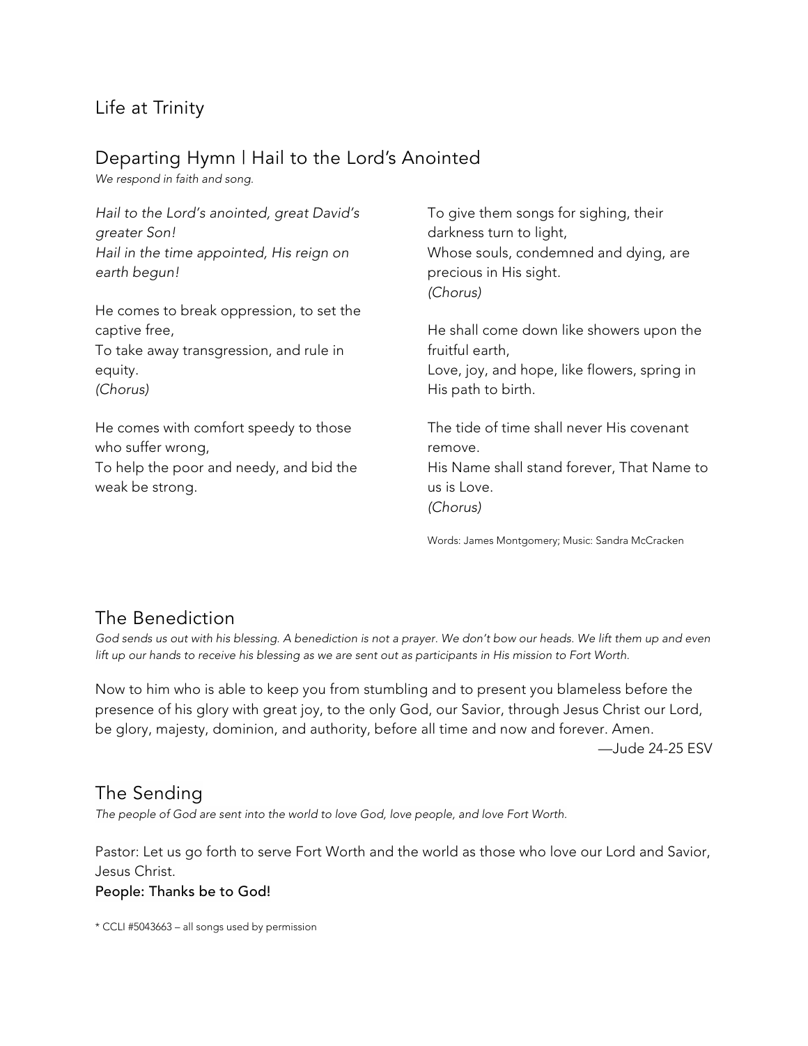## Life at Trinity

## Departing Hymn | Hail to the Lord's Anointed

*We respond in faith and song.*

*Hail to the Lord's anointed, great David's greater Son!*
*Hail in the time appointed, His reign on earth begun!*

He comes to break oppression, to set the captive free,
To take away transgression, and rule in equity.
*(Chorus)*

He comes with comfort speedy to those who suffer wrong,
To help the poor and needy, and bid the weak be strong.

To give them songs for sighing, their darkness turn to light,
Whose souls, condemned and dying, are precious in His sight.
*(Chorus)*

He shall come down like showers upon the fruitful earth,
Love, joy, and hope, like flowers, spring in His path to birth.

The tide of time shall never His covenant remove.
His Name shall stand forever, That Name to us is Love.
*(Chorus)*

Words: James Montgomery; Music: Sandra McCracken

## The Benediction

*God sends us out with his blessing. A benediction is not a prayer. We don't bow our heads. We lift them up and even lift up our hands to receive his blessing as we are sent out as participants in His mission to Fort Worth.*

Now to him who is able to keep you from stumbling and to present you blameless before the presence of his glory with great joy, to the only God, our Savior, through Jesus Christ our Lord, be glory, majesty, dominion, and authority, before all time and now and forever. Amen.

—Jude 24-25 ESV

## The Sending

*The people of God are sent into the world to love God, love people, and love Fort Worth.*

Pastor: Let us go forth to serve Fort Worth and the world as those who love our Lord and Savior, Jesus Christ.

**People: Thanks be to God!**

* CCLI #5043663 – all songs used by permission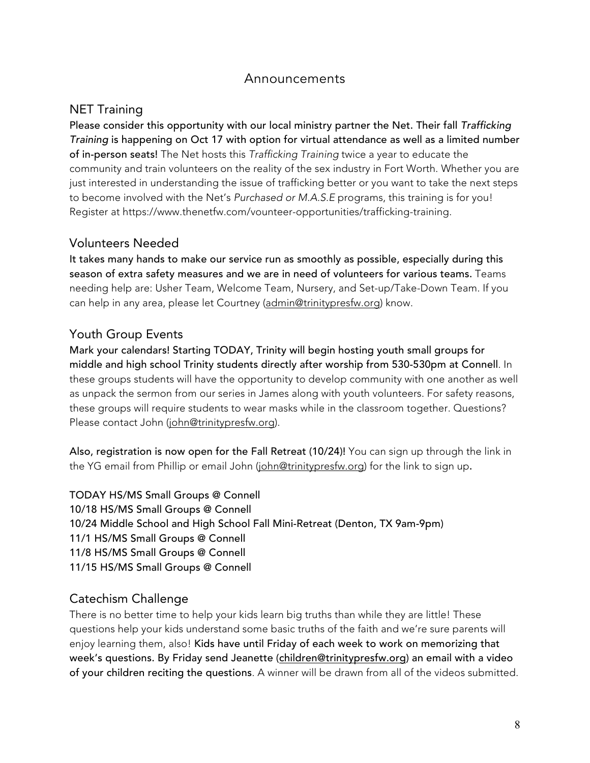# Announcements

## NET Training

**Please consider this opportunity with our local ministry partner the Net. Their fall *Trafficking Training* is happening on Oct 17 with option for virtual attendance as well as a limited number of in-person seats!** The Net hosts this *Trafficking Training* twice a year to educate the community and train volunteers on the reality of the sex industry in Fort Worth. Whether you are just interested in understanding the issue of trafficking better or you want to take the next steps to become involved with the Net's *Purchased or M.A.S.E* programs, this training is for you! Register at https://www.thenetfw.com/vounteer-opportunities/trafficking-training.

## Volunteers Needed

**It takes many hands to make our service run as smoothly as possible, especially during this season of extra safety measures and we are in need of volunteers for various teams.** Teams needing help are: Usher Team, Welcome Team, Nursery, and Set-up/Take-Down Team. If you can help in any area, please let Courtney (admin@trinitypresfw.org) know.

## Youth Group Events

**Mark your calendars! Starting TODAY, Trinity will begin hosting youth small groups for middle and high school Trinity students directly after worship from 530-530pm at Connell**. In these groups students will have the opportunity to develop community with one another as well as unpack the sermon from our series in James along with youth volunteers. For safety reasons, these groups will require students to wear masks while in the classroom together. Questions? Please contact John (john@trinitypresfw.org).

**Also, registration is now open for the Fall Retreat (10/24)!** You can sign up through the link in the YG email from Phillip or email John (john@trinitypresfw.org) for the link to sign up**.**

**TODAY HS/MS Small Groups @ Connell**
**10/18 HS/MS Small Groups @ Connell**
**10/24 Middle School and High School Fall Mini-Retreat (Denton, TX 9am-9pm)**
**11/1 HS/MS Small Groups @ Connell**
**11/8 HS/MS Small Groups @ Connell**
**11/15 HS/MS Small Groups @ Connell**

## Catechism Challenge

There is no better time to help your kids learn big truths than while they are little! These questions help your kids understand some basic truths of the faith and we're sure parents will enjoy learning them, also! **Kids have until Friday of each week to work on memorizing that week's questions. By Friday send Jeanette (children@trinitypresfw.org) an email with a video of your children reciting the questions**. A winner will be drawn from all of the videos submitted.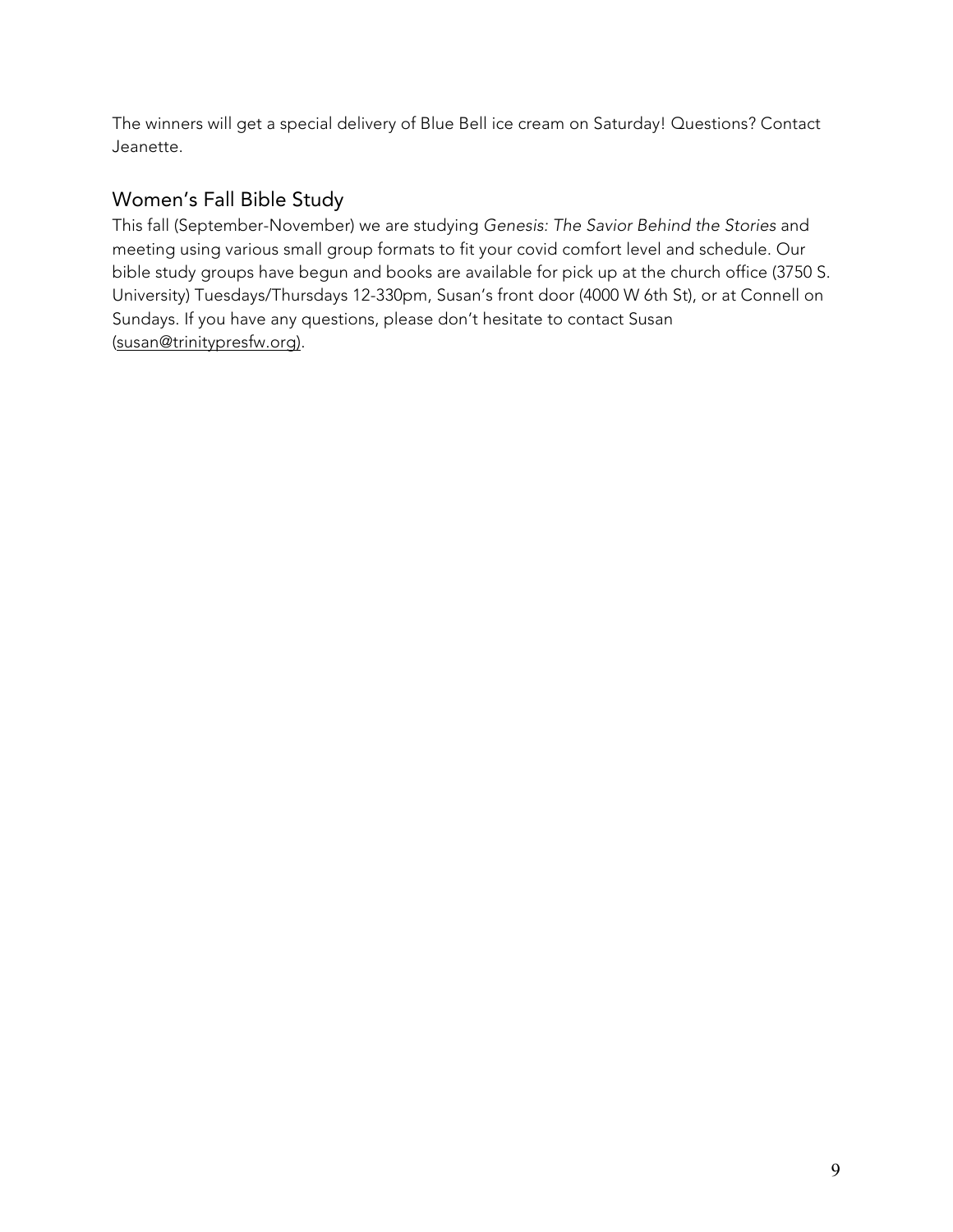The winners will get a special delivery of Blue Bell ice cream on Saturday! Questions? Contact Jeanette.

## Women's Fall Bible Study

This fall (September-November) we are studying *Genesis: The Savior Behind the Stories* and meeting using various small group formats to fit your covid comfort level and schedule. Our bible study groups have begun and books are available for pick up at the church office (3750 S. University) Tuesdays/Thursdays 12-330pm, Susan's front door (4000 W 6th St), or at Connell on Sundays. If you have any questions, please don't hesitate to contact Susan (susan@trinitypresfw.org).